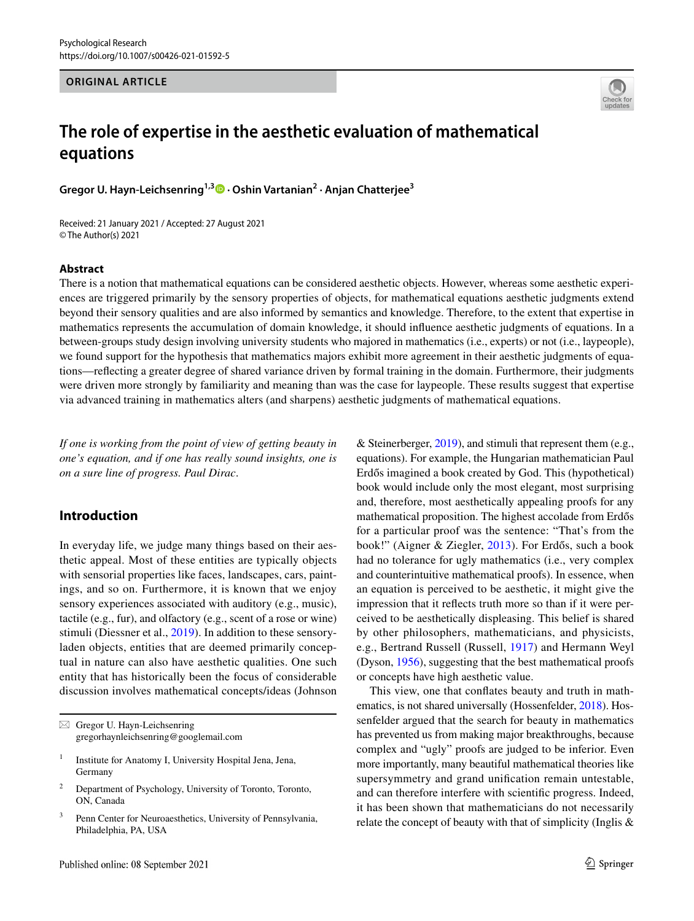Psychological Research
https://doi.org/10.1007/s00426-021-01592-5

**ORIGINAL ARTICLE**

# The role of expertise in the aesthetic evaluation of mathematical equations

**Gregor U. Hayn-Leichsenring[1,3] · Oshin Vartanian[2] · Anjan Chatterjee[3]**

Received: 21 January 2021 / Accepted: 27 August 2021
© The Author(s) 2021

## Abstract

There is a notion that mathematical equations can be considered aesthetic objects. However, whereas some aesthetic experiences are triggered primarily by the sensory properties of objects, for mathematical equations aesthetic judgments extend beyond their sensory qualities and are also informed by semantics and knowledge. Therefore, to the extent that expertise in mathematics represents the accumulation of domain knowledge, it should influence aesthetic judgments of equations. In a between-groups study design involving university students who majored in mathematics (i.e., experts) or not (i.e., laypeople), we found support for the hypothesis that mathematics majors exhibit more agreement in their aesthetic judgments of equations—reflecting a greater degree of shared variance driven by formal training in the domain. Furthermore, their judgments were driven more strongly by familiarity and meaning than was the case for laypeople. These results suggest that expertise via advanced training in mathematics alters (and sharpens) aesthetic judgments of mathematical equations.

*If one is working from the point of view of getting beauty in one's equation, and if one has really sound insights, one is on a sure line of progress. Paul Dirac.*

## Introduction

In everyday life, we judge many things based on their aesthetic appeal. Most of these entities are typically objects with sensorial properties like faces, landscapes, cars, paintings, and so on. Furthermore, it is known that we enjoy sensory experiences associated with auditory (e.g., music), tactile (e.g., fur), and olfactory (e.g., scent of a rose or wine) stimuli (Diessner et al., 2019). In addition to these sensory-laden objects, entities that are deemed primarily conceptual in nature can also have aesthetic qualities. One such entity that has historically been the focus of considerable discussion involves mathematical concepts/ideas (Johnson & Steinerberger, 2019), and stimuli that represent them (e.g., equations). For example, the Hungarian mathematician Paul Erdős imagined a book created by God. This (hypothetical) book would include only the most elegant, most surprising and, therefore, most aesthetically appealing proofs for any mathematical proposition. The highest accolade from Erdős for a particular proof was the sentence: "That's from the book!" (Aigner & Ziegler, 2013). For Erdős, such a book had no tolerance for ugly mathematics (i.e., very complex and counterintuitive mathematical proofs). In essence, when an equation is perceived to be aesthetic, it might give the impression that it reflects truth more so than if it were perceived to be aesthetically displeasing. This belief is shared by other philosophers, mathematicians, and physicists, e.g., Bertrand Russell (Russell, 1917) and Hermann Weyl (Dyson, 1956), suggesting that the best mathematical proofs or concepts have high aesthetic value.

This view, one that conflates beauty and truth in mathematics, is not shared universally (Hossenfelder, 2018). Hossenfelder argued that the search for beauty in mathematics has prevented us from making major breakthroughs, because complex and "ugly" proofs are judged to be inferior. Even more importantly, many beautiful mathematical theories like supersymmetry and grand unification remain untestable, and can therefore interfere with scientific progress. Indeed, it has been shown that mathematicians do not necessarily relate the concept of beauty with that of simplicity (Inglis &

---

✉ Gregor U. Hayn-Leichsenring
gregorhaynleichsenring@googlemail.com

1 Institute for Anatomy I, University Hospital Jena, Jena, Germany

2 Department of Psychology, University of Toronto, Toronto, ON, Canada

3 Penn Center for Neuroaesthetics, University of Pennsylvania, Philadelphia, PA, USA

Published online: 08 September 2021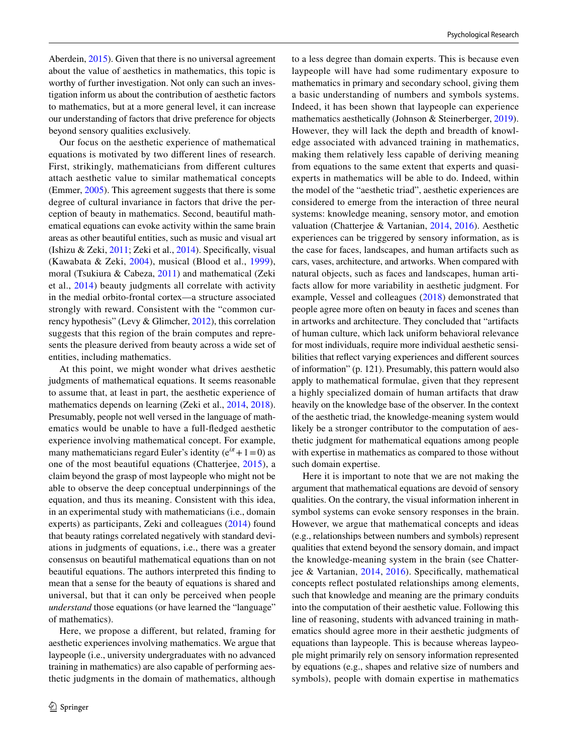Aberdein, 2015). Given that there is no universal agreement about the value of aesthetics in mathematics, this topic is worthy of further investigation. Not only can such an investigation inform us about the contribution of aesthetic factors to mathematics, but at a more general level, it can increase our understanding of factors that drive preference for objects beyond sensory qualities exclusively.

Our focus on the aesthetic experience of mathematical equations is motivated by two different lines of research. First, strikingly, mathematicians from different cultures attach aesthetic value to similar mathematical concepts (Emmer, 2005). This agreement suggests that there is some degree of cultural invariance in factors that drive the perception of beauty in mathematics. Second, beautiful mathematical equations can evoke activity within the same brain areas as other beautiful entities, such as music and visual art (Ishizu & Zeki, 2011; Zeki et al., 2014). Specifically, visual (Kawabata & Zeki, 2004), musical (Blood et al., 1999), moral (Tsukiura & Cabeza, 2011) and mathematical (Zeki et al., 2014) beauty judgments all correlate with activity in the medial orbito-frontal cortex—a structure associated strongly with reward. Consistent with the "common currency hypothesis" (Levy & Glimcher, 2012), this correlation suggests that this region of the brain computes and represents the pleasure derived from beauty across a wide set of entities, including mathematics.

At this point, we might wonder what drives aesthetic judgments of mathematical equations. It seems reasonable to assume that, at least in part, the aesthetic experience of mathematics depends on learning (Zeki et al., 2014, 2018). Presumably, people not well versed in the language of mathematics would be unable to have a full-fledged aesthetic experience involving mathematical concept. For example, many mathematicians regard Euler's identity ($e^{i\pi}+1=0$) as one of the most beautiful equations (Chatterjee, 2015), a claim beyond the grasp of most laypeople who might not be able to observe the deep conceptual underpinnings of the equation, and thus its meaning. Consistent with this idea, in an experimental study with mathematicians (i.e., domain experts) as participants, Zeki and colleagues (2014) found that beauty ratings correlated negatively with standard deviations in judgments of equations, i.e., there was a greater consensus on beautiful mathematical equations than on not beautiful equations. The authors interpreted this finding to mean that a sense for the beauty of equations is shared and universal, but that it can only be perceived when people *understand* those equations (or have learned the "language" of mathematics).

Here, we propose a different, but related, framing for aesthetic experiences involving mathematics. We argue that laypeople (i.e., university undergraduates with no advanced training in mathematics) are also capable of performing aesthetic judgments in the domain of mathematics, although to a less degree than domain experts. This is because even laypeople will have had some rudimentary exposure to mathematics in primary and secondary school, giving them a basic understanding of numbers and symbols systems. Indeed, it has been shown that laypeople can experience mathematics aesthetically (Johnson & Steinerberger, 2019). However, they will lack the depth and breadth of knowledge associated with advanced training in mathematics, making them relatively less capable of deriving meaning from equations to the same extent that experts and quasi-experts in mathematics will be able to do. Indeed, within the model of the "aesthetic triad", aesthetic experiences are considered to emerge from the interaction of three neural systems: knowledge meaning, sensory motor, and emotion valuation (Chatterjee & Vartanian, 2014, 2016). Aesthetic experiences can be triggered by sensory information, as is the case for faces, landscapes, and human artifacts such as cars, vases, architecture, and artworks. When compared with natural objects, such as faces and landscapes, human artifacts allow for more variability in aesthetic judgment. For example, Vessel and colleagues (2018) demonstrated that people agree more often on beauty in faces and scenes than in artworks and architecture. They concluded that "artifacts of human culture, which lack uniform behavioral relevance for most individuals, require more individual aesthetic sensibilities that reflect varying experiences and different sources of information" (p. 121). Presumably, this pattern would also apply to mathematical formulae, given that they represent a highly specialized domain of human artifacts that draw heavily on the knowledge base of the observer. In the context of the aesthetic triad, the knowledge-meaning system would likely be a stronger contributor to the computation of aesthetic judgment for mathematical equations among people with expertise in mathematics as compared to those without such domain expertise.

Here it is important to note that we are not making the argument that mathematical equations are devoid of sensory qualities. On the contrary, the visual information inherent in symbol systems can evoke sensory responses in the brain. However, we argue that mathematical concepts and ideas (e.g., relationships between numbers and symbols) represent qualities that extend beyond the sensory domain, and impact the knowledge-meaning system in the brain (see Chatterjee & Vartanian, 2014, 2016). Specifically, mathematical concepts reflect postulated relationships among elements, such that knowledge and meaning are the primary conduits into the computation of their aesthetic value. Following this line of reasoning, students with advanced training in mathematics should agree more in their aesthetic judgments of equations than laypeople. This is because whereas laypeople might primarily rely on sensory information represented by equations (e.g., shapes and relative size of numbers and symbols), people with domain expertise in mathematics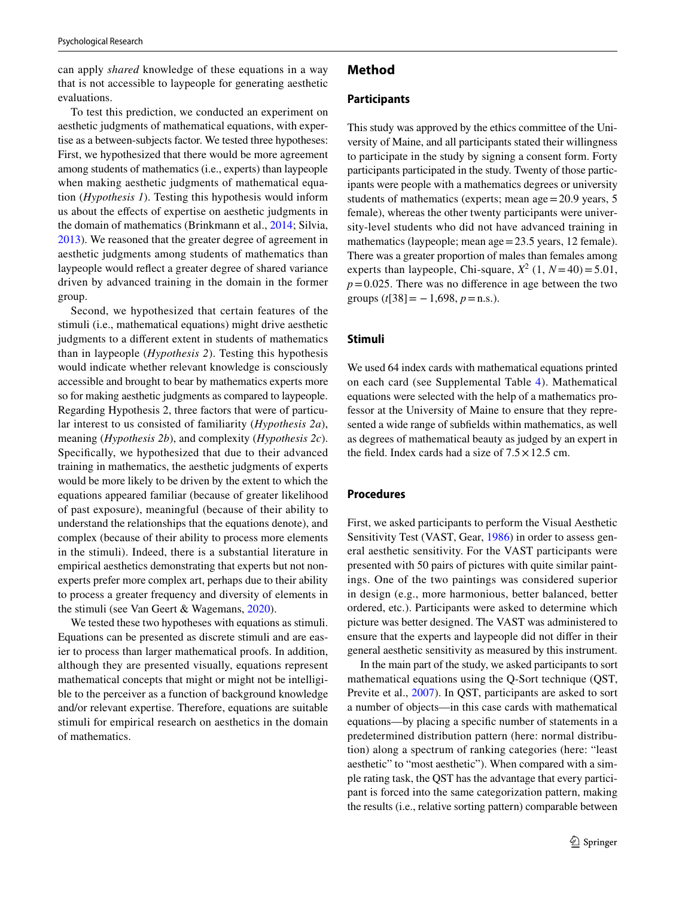can apply *shared* knowledge of these equations in a way that is not accessible to laypeople for generating aesthetic evaluations.

To test this prediction, we conducted an experiment on aesthetic judgments of mathematical equations, with expertise as a between-subjects factor. We tested three hypotheses: First, we hypothesized that there would be more agreement among students of mathematics (i.e., experts) than laypeople when making aesthetic judgments of mathematical equation (*Hypothesis 1*). Testing this hypothesis would inform us about the effects of expertise on aesthetic judgments in the domain of mathematics (Brinkmann et al., 2014; Silvia, 2013). We reasoned that the greater degree of agreement in aesthetic judgments among students of mathematics than laypeople would reflect a greater degree of shared variance driven by advanced training in the domain in the former group.

Second, we hypothesized that certain features of the stimuli (i.e., mathematical equations) might drive aesthetic judgments to a different extent in students of mathematics than in laypeople (*Hypothesis 2*). Testing this hypothesis would indicate whether relevant knowledge is consciously accessible and brought to bear by mathematics experts more so for making aesthetic judgments as compared to laypeople. Regarding Hypothesis 2, three factors that were of particular interest to us consisted of familiarity (*Hypothesis 2a*), meaning (*Hypothesis 2b*), and complexity (*Hypothesis 2c*). Specifically, we hypothesized that due to their advanced training in mathematics, the aesthetic judgments of experts would be more likely to be driven by the extent to which the equations appeared familiar (because of greater likelihood of past exposure), meaningful (because of their ability to understand the relationships that the equations denote), and complex (because of their ability to process more elements in the stimuli). Indeed, there is a substantial literature in empirical aesthetics demonstrating that experts but not non-experts prefer more complex art, perhaps due to their ability to process a greater frequency and diversity of elements in the stimuli (see Van Geert & Wagemans, 2020).

We tested these two hypotheses with equations as stimuli. Equations can be presented as discrete stimuli and are easier to process than larger mathematical proofs. In addition, although they are presented visually, equations represent mathematical concepts that might or might not be intelligible to the perceiver as a function of background knowledge and/or relevant expertise. Therefore, equations are suitable stimuli for empirical research on aesthetics in the domain of mathematics.

## Method

### Participants

This study was approved by the ethics committee of the University of Maine, and all participants stated their willingness to participate in the study by signing a consent form. Forty participants participated in the study. Twenty of those participants were people with a mathematics degrees or university students of mathematics (experts; mean age = 20.9 years, 5 female), whereas the other twenty participants were university-level students who did not have advanced training in mathematics (laypeople; mean age = 23.5 years, 12 female). There was a greater proportion of males than females among experts than laypeople, Chi-square, $X^2$ (1, $N = 40$) = 5.01, $p = 0.025$. There was no difference in age between the two groups ($t[38] = -1{,}698$, $p =$ n.s.).

### Stimuli

We used 64 index cards with mathematical equations printed on each card (see Supplemental Table 4). Mathematical equations were selected with the help of a mathematics professor at the University of Maine to ensure that they represented a wide range of subfields within mathematics, as well as degrees of mathematical beauty as judged by an expert in the field. Index cards had a size of $7.5 \times 12.5$ cm.

### Procedures

First, we asked participants to perform the Visual Aesthetic Sensitivity Test (VAST, Gear, 1986) in order to assess general aesthetic sensitivity. For the VAST participants were presented with 50 pairs of pictures with quite similar paintings. One of the two paintings was considered superior in design (e.g., more harmonious, better balanced, better ordered, etc.). Participants were asked to determine which picture was better designed. The VAST was administered to ensure that the experts and laypeople did not differ in their general aesthetic sensitivity as measured by this instrument.

In the main part of the study, we asked participants to sort mathematical equations using the Q-Sort technique (QST, Previte et al., 2007). In QST, participants are asked to sort a number of objects—in this case cards with mathematical equations—by placing a specific number of statements in a predetermined distribution pattern (here: normal distribution) along a spectrum of ranking categories (here: "least aesthetic" to "most aesthetic"). When compared with a simple rating task, the QST has the advantage that every participant is forced into the same categorization pattern, making the results (i.e., relative sorting pattern) comparable between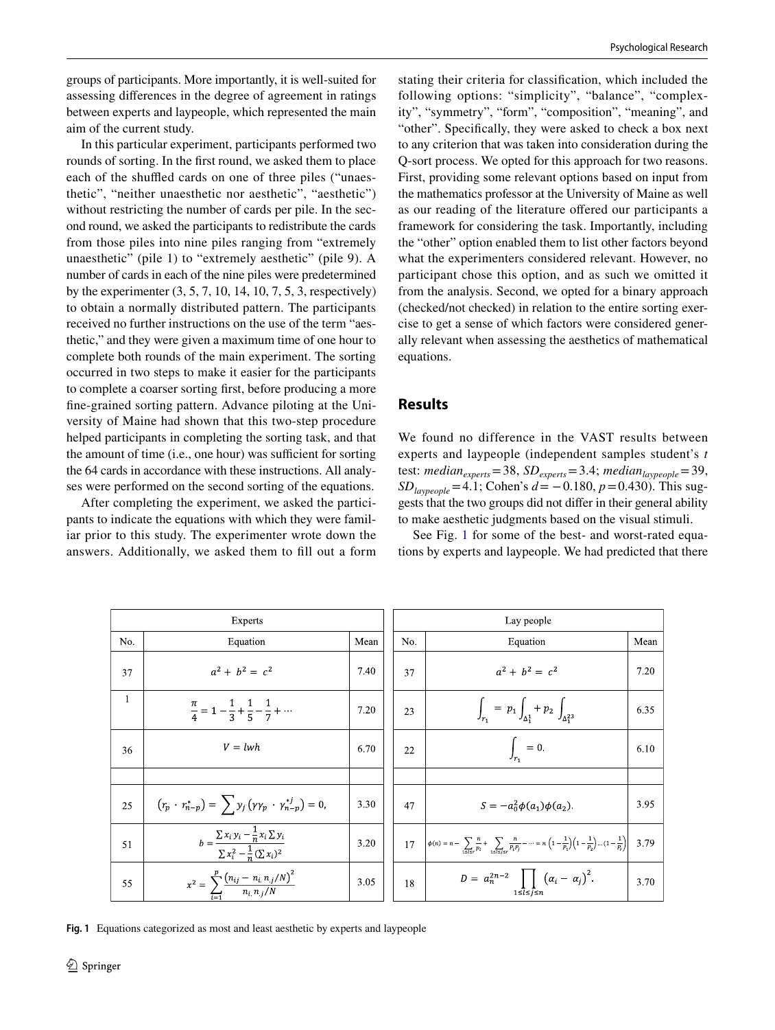groups of participants. More importantly, it is well-suited for assessing differences in the degree of agreement in ratings between experts and laypeople, which represented the main aim of the current study.

In this particular experiment, participants performed two rounds of sorting. In the first round, we asked them to place each of the shuffled cards on one of three piles ("unaesthetic", "neither unaesthetic nor aesthetic", "aesthetic") without restricting the number of cards per pile. In the second round, we asked the participants to redistribute the cards from those piles into nine piles ranging from "extremely unaesthetic" (pile 1) to "extremely aesthetic" (pile 9). A number of cards in each of the nine piles were predetermined by the experimenter (3, 5, 7, 10, 14, 10, 7, 5, 3, respectively) to obtain a normally distributed pattern. The participants received no further instructions on the use of the term "aesthetic," and they were given a maximum time of one hour to complete both rounds of the main experiment. The sorting occurred in two steps to make it easier for the participants to complete a coarser sorting first, before producing a more fine-grained sorting pattern. Advance piloting at the University of Maine had shown that this two-step procedure helped participants in completing the sorting task, and that the amount of time (i.e., one hour) was sufficient for sorting the 64 cards in accordance with these instructions. All analyses were performed on the second sorting of the equations.

After completing the experiment, we asked the participants to indicate the equations with which they were familiar prior to this study. The experimenter wrote down the answers. Additionally, we asked them to fill out a form stating their criteria for classification, which included the following options: "simplicity", "balance", "complexity", "symmetry", "form", "composition", "meaning", and "other". Specifically, they were asked to check a box next to any criterion that was taken into consideration during the Q-sort process. We opted for this approach for two reasons. First, providing some relevant options based on input from the mathematics professor at the University of Maine as well as our reading of the literature offered our participants a framework for considering the task. Importantly, including the "other" option enabled them to list other factors beyond what the experimenters considered relevant. However, no participant chose this option, and as such we omitted it from the analysis. Second, we opted for a binary approach (checked/not checked) in relation to the entire sorting exercise to get a sense of which factors were considered generally relevant when assessing the aesthetics of mathematical equations.

## Results

We found no difference in the VAST results between experts and laypeople (independent samples student's *t* test: $median_{experts} = 38$, $SD_{experts} = 3.4$; $median_{laypeople} = 39$, $SD_{laypeople} = 4.1$; Cohen's $d = -0.180$, $p = 0.430$). This suggests that the two groups did not differ in their general ability to make aesthetic judgments based on the visual stimuli.

See Fig. 1 for some of the best- and worst-rated equations by experts and laypeople. We had predicted that there

| Experts | | | Lay people | | |
|---|---|---|---|---|---|
| No. | Equation | Mean | No. | Equation | Mean |
| 37 | $a^2 + b^2 = c^2$ | 7.40 | 37 | $a^2 + b^2 = c^2$ | 7.20 |
| 1 | $\frac{\pi}{4} = 1 - \frac{1}{3} + \frac{1}{5} - \frac{1}{7} + \cdots$ | 7.20 | 23 | $\int_{\Gamma_1} = p_1 \int_{\Delta_1^1} + p_2 \int_{\Delta_1^{23}}$ | 6.35 |
| 36 | $V = lwh$ | 6.70 | 22 | $\int_{\Gamma_1} = 0.$ | 6.10 |
| | | | | | |
| 25 | $(r_p \cdot r_{n-p}^{\star}) = \sum y_j (\gamma\gamma_p \cdot \gamma_{n-p}^{\star j}) = 0,$ | 3.30 | 47 | $S = -a_0^2 \phi(a_1)\phi(a_2).$ | 3.95 |
| 51 | $b = \frac{\sum x_i y_i - \frac{1}{n} x_i \sum y_i}{\sum x_i^2 - \frac{1}{n}(\sum x_i)^2}$ | 3.20 | 17 | $\phi(n) = n - \sum_{1 \le i \le r} \frac{n}{p_i} + \sum_{1 \le i \le j \le r} \frac{n}{p_i p_j} - \cdots = n\left(1 - \frac{1}{p_1}\right)\left(1 - \frac{1}{p_2}\right)\ldots\left(1 - \frac{1}{p_r}\right)$ | 3.79 |
| 55 | $x^2 = \sum_{i=1}^{p} \frac{(n_{ij} - n_{i.} n_{.j}/N)^2}{n_{i.} n_{.j}/N}$ | 3.05 | 18 | $D = a_n^{2n-2} \prod_{1 \le i \le j \le n} (\alpha_i - \alpha_j)^2.$ | 3.70 |

**Fig. 1** Equations categorized as most and least aesthetic by experts and laypeople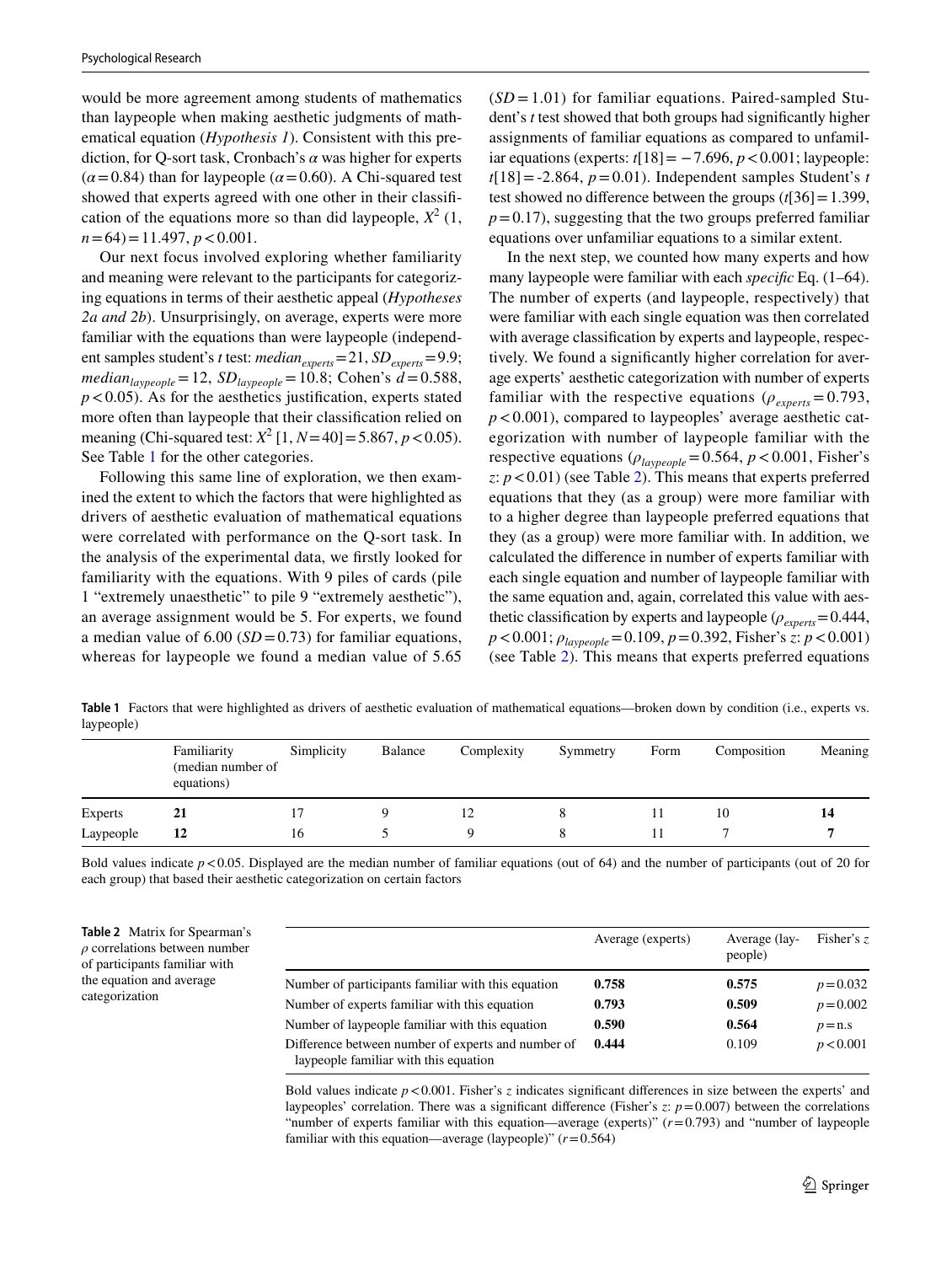would be more agreement among students of mathematics than laypeople when making aesthetic judgments of mathematical equation (*Hypothesis 1*). Consistent with this prediction, for Q-sort task, Cronbach's $\alpha$ was higher for experts ($\alpha = 0.84$) than for laypeople ($\alpha = 0.60$). A Chi-squared test showed that experts agreed with one other in their classification of the equations more so than did laypeople, $X^2$ (1, $n = 64$) = 11.497, $p < 0.001$.

Our next focus involved exploring whether familiarity and meaning were relevant to the participants for categorizing equations in terms of their aesthetic appeal (*Hypotheses 2a and 2b*). Unsurprisingly, on average, experts were more familiar with the equations than were laypeople (independent samples student's *t* test: $median_{experts} = 21$, $SD_{experts} = 9.9$; $median_{laypeople} = 12$, $SD_{laypeople} = 10.8$; Cohen's $d = 0.588$, $p < 0.05$). As for the aesthetics justification, experts stated more often than laypeople that their classification relied on meaning (Chi-squared test: $X^2$ [1, $N = 40$] = 5.867, $p < 0.05$). See Table 1 for the other categories.

Following this same line of exploration, we then examined the extent to which the factors that were highlighted as drivers of aesthetic evaluation of mathematical equations were correlated with performance on the Q-sort task. In the analysis of the experimental data, we firstly looked for familiarity with the equations. With 9 piles of cards (pile 1 "extremely unaesthetic" to pile 9 "extremely aesthetic"), an average assignment would be 5. For experts, we found a median value of 6.00 ($SD = 0.73$) for familiar equations, whereas for laypeople we found a median value of 5.65 ($SD = 1.01$) for familiar equations. Paired-sampled Student's *t* test showed that both groups had significantly higher assignments of familiar equations as compared to unfamiliar equations (experts: $t[18] = -7.696$, $p < 0.001$; laypeople: $t[18] = -2.864$, $p = 0.01$). Independent samples Student's *t* test showed no difference between the groups ($t[36] = 1.399$, $p = 0.17$), suggesting that the two groups preferred familiar equations over unfamiliar equations to a similar extent.

In the next step, we counted how many experts and how many laypeople were familiar with each *specific* Eq. (1–64). The number of experts (and laypeople, respectively) that were familiar with each single equation was then correlated with average classification by experts and laypeople, respectively. We found a significantly higher correlation for average experts' aesthetic categorization with number of experts familiar with the respective equations ($\rho_{experts} = 0.793$, $p < 0.001$), compared to laypeoples' average aesthetic categorization with number of laypeople familiar with the respective equations ($\rho_{laypeople} = 0.564$, $p < 0.001$, Fisher's *z*: $p < 0.01$) (see Table 2). This means that experts preferred equations that they (as a group) were more familiar with to a higher degree than laypeople preferred equations that they (as a group) were more familiar with. In addition, we calculated the difference in number of experts familiar with each single equation and number of laypeople familiar with the same equation and, again, correlated this value with aesthetic classification by experts and laypeople ($\rho_{experts} = 0.444$, $p < 0.001$; $\rho_{laypeople} = 0.109$, $p = 0.392$, Fisher's *z*: $p < 0.001$) (see Table 2). This means that experts preferred equations

**Table 1** Factors that were highlighted as drivers of aesthetic evaluation of mathematical equations—broken down by condition (i.e., experts vs. laypeople)

| | Familiarity (median number of equations) | Simplicity | Balance | Complexity | Symmetry | Form | Composition | Meaning |
|---|---|---|---|---|---|---|---|---|
| Experts | **21** | 17 | 9 | 12 | 8 | 11 | 10 | **14** |
| Laypeople | **12** | 16 | 5 | 9 | 8 | 11 | 7 | **7** |

Bold values indicate $p < 0.05$. Displayed are the median number of familiar equations (out of 64) and the number of participants (out of 20 for each group) that based their aesthetic categorization on certain factors

**Table 2** Matrix for Spearman's $\rho$ correlations between number of participants familiar with the equation and average categorization

| | Average (experts) | Average (laypeople) | Fisher's *z* |
|---|---|---|---|
| Number of participants familiar with this equation | **0.758** | **0.575** | $p = 0.032$ |
| Number of experts familiar with this equation | **0.793** | **0.509** | $p = 0.002$ |
| Number of laypeople familiar with this equation | **0.590** | **0.564** | $p =$ n.s |
| Difference between number of experts and number of laypeople familiar with this equation | **0.444** | 0.109 | $p < 0.001$ |

Bold values indicate $p < 0.001$. Fisher's *z* indicates significant differences in size between the experts' and laypeoples' correlation. There was a significant difference (Fisher's *z*: $p = 0.007$) between the correlations "number of experts familiar with this equation—average (experts)" ($r = 0.793$) and "number of laypeople familiar with this equation—average (laypeople)" ($r = 0.564$)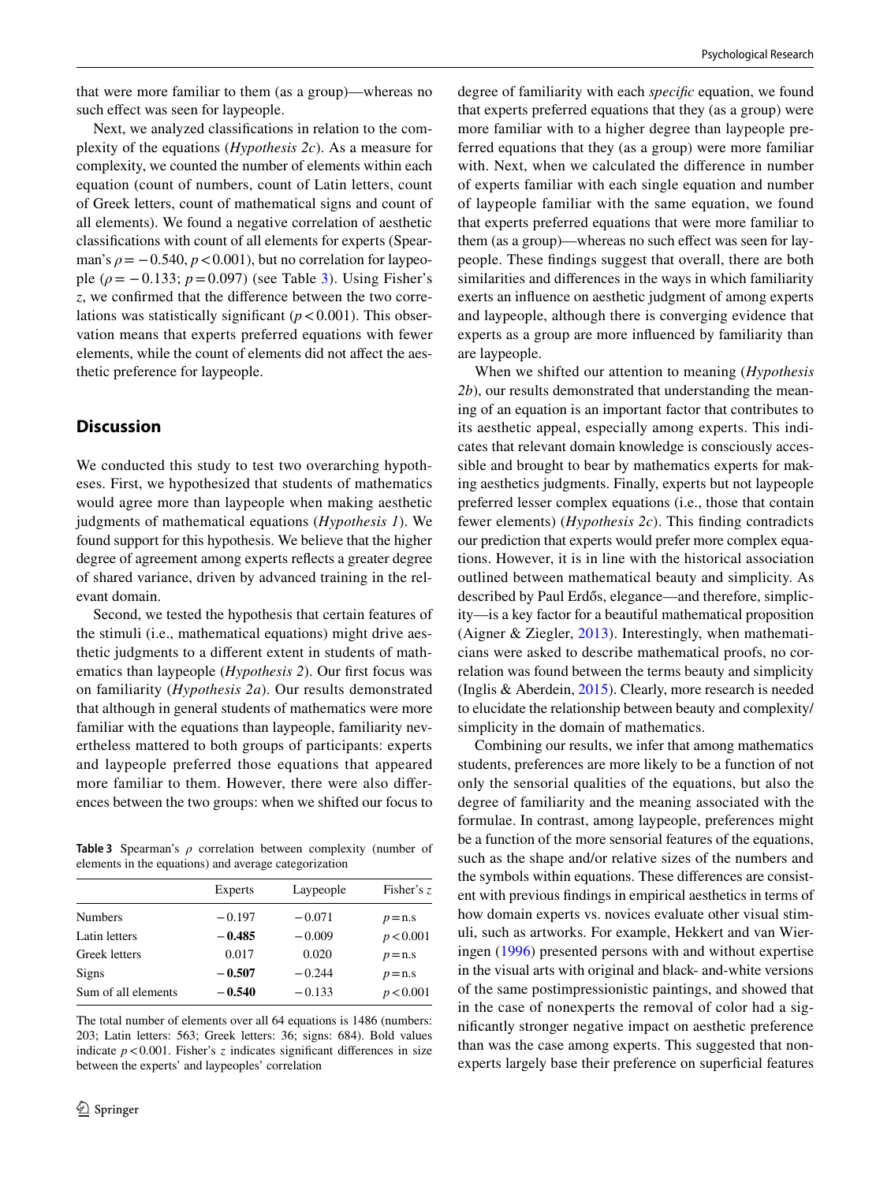that were more familiar to them (as a group)—whereas no such effect was seen for laypeople.

Next, we analyzed classifications in relation to the complexity of the equations (*Hypothesis 2c*). As a measure for complexity, we counted the number of elements within each equation (count of numbers, count of Latin letters, count of Greek letters, count of mathematical signs and count of all elements). We found a negative correlation of aesthetic classifications with count of all elements for experts (Spearman's $\rho = -0.540$, $p < 0.001$), but no correlation for laypeople ($\rho = -0.133$; $p = 0.097$) (see Table 3). Using Fisher's $z$, we confirmed that the difference between the two correlations was statistically significant ($p < 0.001$). This observation means that experts preferred equations with fewer elements, while the count of elements did not affect the aesthetic preference for laypeople.

## Discussion

We conducted this study to test two overarching hypotheses. First, we hypothesized that students of mathematics would agree more than laypeople when making aesthetic judgments of mathematical equations (*Hypothesis 1*). We found support for this hypothesis. We believe that the higher degree of agreement among experts reflects a greater degree of shared variance, driven by advanced training in the relevant domain.

Second, we tested the hypothesis that certain features of the stimuli (i.e., mathematical equations) might drive aesthetic judgments to a different extent in students of mathematics than laypeople (*Hypothesis 2*). Our first focus was on familiarity (*Hypothesis 2a*). Our results demonstrated that although in general students of mathematics were more familiar with the equations than laypeople, familiarity nevertheless mattered to both groups of participants: experts and laypeople preferred those equations that appeared more familiar to them. However, there were also differences between the two groups: when we shifted our focus to degree of familiarity with each *specific* equation, we found that experts preferred equations that they (as a group) were more familiar with to a higher degree than laypeople preferred equations that they (as a group) were more familiar with. Next, when we calculated the difference in number of experts familiar with each single equation and number of laypeople familiar with the same equation, we found that experts preferred equations that were more familiar to them (as a group)—whereas no such effect was seen for laypeople. These findings suggest that overall, there are both similarities and differences in the ways in which familiarity exerts an influence on aesthetic judgment of among experts and laypeople, although there is converging evidence that experts as a group are more influenced by familiarity than are laypeople.

**Table 3** Spearman's $\rho$ correlation between complexity (number of elements in the equations) and average categorization

| | Experts | Laypeople | Fisher's $z$ |
|---|---|---|---|
| Numbers | −0.197 | −0.071 | $p$ = n.s |
| Latin letters | **−0.485** | −0.009 | $p < 0.001$ |
| Greek letters | 0.017 | 0.020 | $p$ = n.s |
| Signs | **−0.507** | −0.244 | $p$ = n.s |
| Sum of all elements | **−0.540** | −0.133 | $p < 0.001$ |

The total number of elements over all 64 equations is 1486 (numbers: 203; Latin letters: 563; Greek letters: 36; signs: 684). Bold values indicate $p < 0.001$. Fisher's $z$ indicates significant differences in size between the experts' and laypeoples' correlation

When we shifted our attention to meaning (*Hypothesis 2b*), our results demonstrated that understanding the meaning of an equation is an important factor that contributes to its aesthetic appeal, especially among experts. This indicates that relevant domain knowledge is consciously accessible and brought to bear by mathematics experts for making aesthetics judgments. Finally, experts but not laypeople preferred lesser complex equations (i.e., those that contain fewer elements) (*Hypothesis 2c*). This finding contradicts our prediction that experts would prefer more complex equations. However, it is in line with the historical association outlined between mathematical beauty and simplicity. As described by Paul Erdős, elegance—and therefore, simplicity—is a key factor for a beautiful mathematical proposition (Aigner & Ziegler, 2013). Interestingly, when mathematicians were asked to describe mathematical proofs, no correlation was found between the terms beauty and simplicity (Inglis & Aberdein, 2015). Clearly, more research is needed to elucidate the relationship between beauty and complexity/simplicity in the domain of mathematics.

Combining our results, we infer that among mathematics students, preferences are more likely to be a function of not only the sensorial qualities of the equations, but also the degree of familiarity and the meaning associated with the formulae. In contrast, among laypeople, preferences might be a function of the more sensorial features of the equations, such as the shape and/or relative sizes of the numbers and the symbols within equations. These differences are consistent with previous findings in empirical aesthetics in terms of how domain experts vs. novices evaluate other visual stimuli, such as artworks. For example, Hekkert and van Wieringen (1996) presented persons with and without expertise in the visual arts with original and black- and-white versions of the same postimpressionistic paintings, and showed that in the case of nonexperts the removal of color had a significantly stronger negative impact on aesthetic preference than was the case among experts. This suggested that nonexperts largely base their preference on superficial features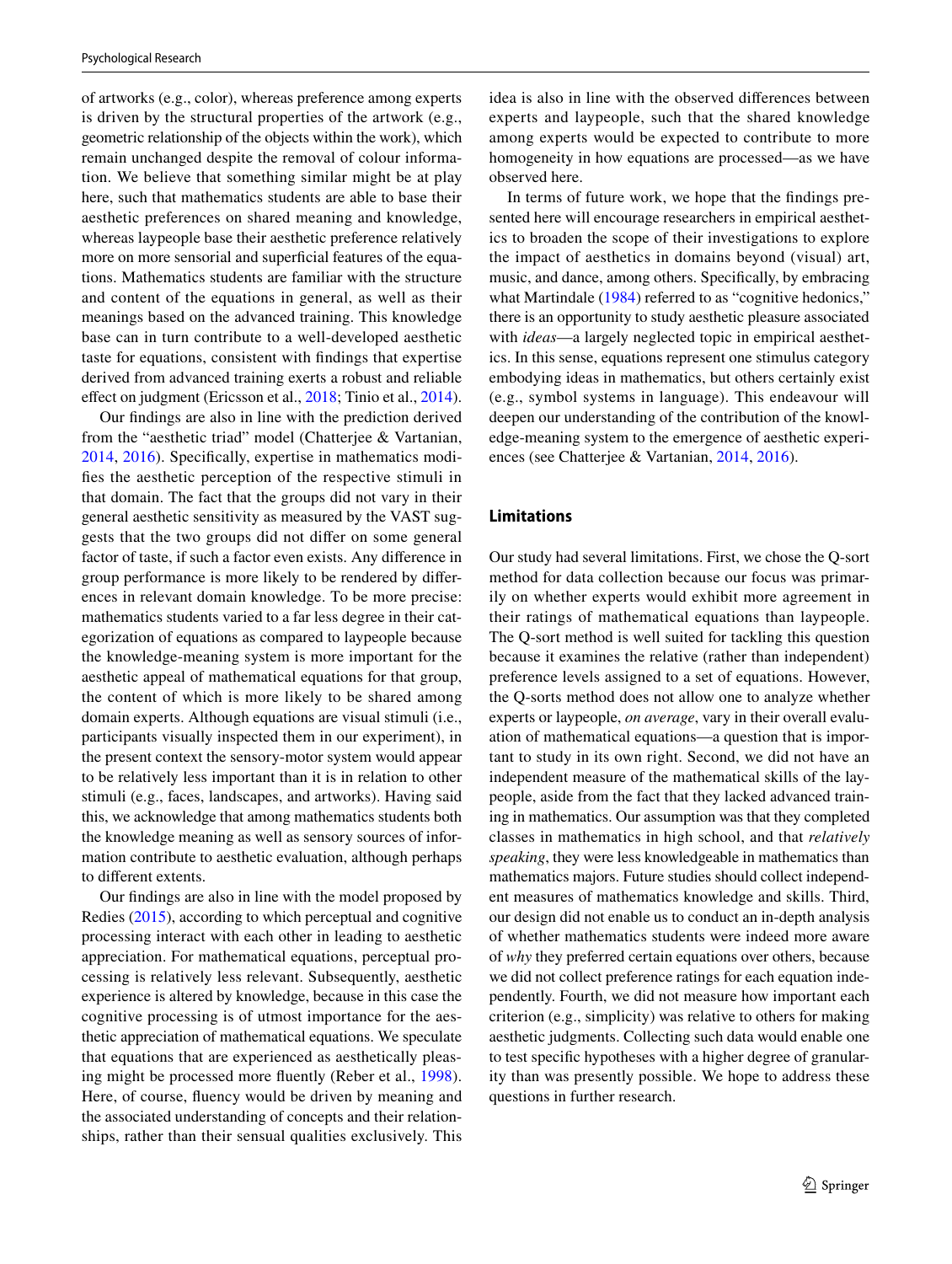of artworks (e.g., color), whereas preference among experts is driven by the structural properties of the artwork (e.g., geometric relationship of the objects within the work), which remain unchanged despite the removal of colour information. We believe that something similar might be at play here, such that mathematics students are able to base their aesthetic preferences on shared meaning and knowledge, whereas laypeople base their aesthetic preference relatively more on more sensorial and superficial features of the equations. Mathematics students are familiar with the structure and content of the equations in general, as well as their meanings based on the advanced training. This knowledge base can in turn contribute to a well-developed aesthetic taste for equations, consistent with findings that expertise derived from advanced training exerts a robust and reliable effect on judgment (Ericsson et al., 2018; Tinio et al., 2014).

Our findings are also in line with the prediction derived from the "aesthetic triad" model (Chatterjee & Vartanian, 2014, 2016). Specifically, expertise in mathematics modifies the aesthetic perception of the respective stimuli in that domain. The fact that the groups did not vary in their general aesthetic sensitivity as measured by the VAST suggests that the two groups did not differ on some general factor of taste, if such a factor even exists. Any difference in group performance is more likely to be rendered by differences in relevant domain knowledge. To be more precise: mathematics students varied to a far less degree in their categorization of equations as compared to laypeople because the knowledge-meaning system is more important for the aesthetic appeal of mathematical equations for that group, the content of which is more likely to be shared among domain experts. Although equations are visual stimuli (i.e., participants visually inspected them in our experiment), in the present context the sensory-motor system would appear to be relatively less important than it is in relation to other stimuli (e.g., faces, landscapes, and artworks). Having said this, we acknowledge that among mathematics students both the knowledge meaning as well as sensory sources of information contribute to aesthetic evaluation, although perhaps to different extents.

Our findings are also in line with the model proposed by Redies (2015), according to which perceptual and cognitive processing interact with each other in leading to aesthetic appreciation. For mathematical equations, perceptual processing is relatively less relevant. Subsequently, aesthetic experience is altered by knowledge, because in this case the cognitive processing is of utmost importance for the aesthetic appreciation of mathematical equations. We speculate that equations that are experienced as aesthetically pleasing might be processed more fluently (Reber et al., 1998). Here, of course, fluency would be driven by meaning and the associated understanding of concepts and their relationships, rather than their sensual qualities exclusively. This idea is also in line with the observed differences between experts and laypeople, such that the shared knowledge among experts would be expected to contribute to more homogeneity in how equations are processed—as we have observed here.

In terms of future work, we hope that the findings presented here will encourage researchers in empirical aesthetics to broaden the scope of their investigations to explore the impact of aesthetics in domains beyond (visual) art, music, and dance, among others. Specifically, by embracing what Martindale (1984) referred to as "cognitive hedonics," there is an opportunity to study aesthetic pleasure associated with *ideas*—a largely neglected topic in empirical aesthetics. In this sense, equations represent one stimulus category embodying ideas in mathematics, but others certainly exist (e.g., symbol systems in language). This endeavour will deepen our understanding of the contribution of the knowledge-meaning system to the emergence of aesthetic experiences (see Chatterjee & Vartanian, 2014, 2016).

### Limitations

Our study had several limitations. First, we chose the Q-sort method for data collection because our focus was primarily on whether experts would exhibit more agreement in their ratings of mathematical equations than laypeople. The Q-sort method is well suited for tackling this question because it examines the relative (rather than independent) preference levels assigned to a set of equations. However, the Q-sorts method does not allow one to analyze whether experts or laypeople, *on average*, vary in their overall evaluation of mathematical equations—a question that is important to study in its own right. Second, we did not have an independent measure of the mathematical skills of the laypeople, aside from the fact that they lacked advanced training in mathematics. Our assumption was that they completed classes in mathematics in high school, and that *relatively speaking*, they were less knowledgeable in mathematics than mathematics majors. Future studies should collect independent measures of mathematics knowledge and skills. Third, our design did not enable us to conduct an in-depth analysis of whether mathematics students were indeed more aware of *why* they preferred certain equations over others, because we did not collect preference ratings for each equation independently. Fourth, we did not measure how important each criterion (e.g., simplicity) was relative to others for making aesthetic judgments. Collecting such data would enable one to test specific hypotheses with a higher degree of granularity than was presently possible. We hope to address these questions in further research.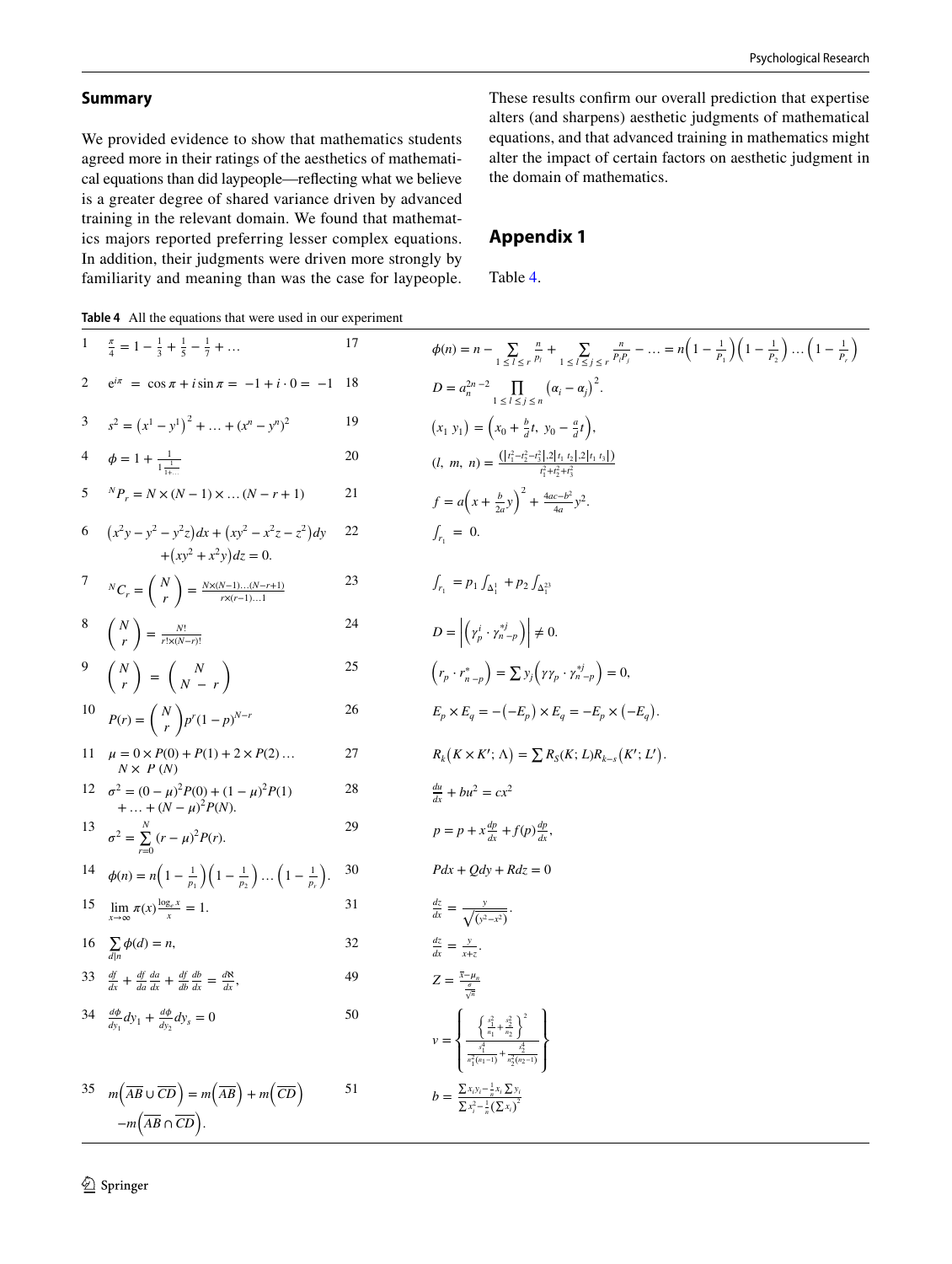### Summary

We provided evidence to show that mathematics students agreed more in their ratings of the aesthetics of mathematical equations than did laypeople—reflecting what we believe is a greater degree of shared variance driven by advanced training in the relevant domain. We found that mathematics majors reported preferring lesser complex equations. In addition, their judgments were driven more strongly by familiarity and meaning than was the case for laypeople. These results confirm our overall prediction that expertise alters (and sharpens) aesthetic judgments of mathematical equations, and that advanced training in mathematics might alter the impact of certain factors on aesthetic judgment in the domain of mathematics.

## Appendix 1

Table 4.

**Table 4** All the equations that were used in our experiment

| | | | |
|---|---|---|---|
| 1 | $\frac{\pi}{4} = 1 - \frac{1}{3} + \frac{1}{5} - \frac{1}{7} + \ldots$ | 17 | $\phi(n) = n - \sum_{1 \le i \le r} \frac{n}{p_i} + \sum_{1 \le i \le j \le r} \frac{n}{P_i P_j} - \ldots = n\left(1 - \frac{1}{P_1}\right)\left(1 - \frac{1}{P_2}\right)\ldots\left(1 - \frac{1}{P_r}\right)$ |
| 2 | $e^{i\pi} = \cos\pi + i\sin\pi = -1 + i \cdot 0 = -1$ | 18 | $D = a_n^{2n-2} \prod_{1 \le i \le j \le n} \left(\alpha_i - \alpha_j\right)^2.$ |
| 3 | $s^2 = \left(x^1 - y^1\right)^2 + \ldots + \left(x^n - y^n\right)^2$ | 19 | $\left(x_1\ y_1\right) = \left(x_0 + \frac{b}{d}t,\ y_0 - \frac{a}{d}t\right),$ |
| 4 | $\phi = 1 + \frac{1}{1\frac{1}{1+\ldots}}$ | 20 | $(l,\ m,\ n) = \frac{\left(\lvert t_1^2 - t_2^2 - t_3^2 \rvert .2 \lvert t_1\ t_2 \rvert .2 \lvert t_1\ t_3 \rvert\right)}{t_1^2 + t_2^2 + t_3^2}$ |
| 5 | ${}^N P_r = N \times (N-1) \times \ldots (N - r + 1)$ | 21 | $f = a\left(x + \frac{b}{2a}y\right)^2 + \frac{4ac - b^2}{4a}y^2.$ |
| 6 | $\left(x^2y - y^2 - y^2z\right)dx + \left(xy^2 - x^2z - z^2\right)dy + \left(xy^2 + x^2y\right)dz = 0.$ | 22 | $\int_{r_1} = 0.$ |
| 7 | ${}^N C_r = \binom{N}{r} = \frac{N \times (N-1)\ldots(N-r+1)}{r \times (r-1)\ldots 1}$ | 23 | $\int_{r_1} = p_1 \int_{\Delta_1^1} + p_2 \int_{\Delta_1^{23}}$ |
| 8 | $\binom{N}{r} = \frac{N!}{r! \times (N-r)!}$ | 24 | $D = \left\lvert \left(\gamma_p^i \cdot \gamma_{n-p}^{*j}\right) \right\rvert \ne 0.$ |
| 9 | $\binom{N}{r} = \binom{N}{N-r}$ | 25 | $\left(r_p \cdot r_{n-p}^*\right) = \sum y_j \left(\gamma\gamma_p \cdot \gamma_{n-p}^{*j}\right) = 0,$ |
| 10 | $P(r) = \binom{N}{r} p^r (1-p)^{N-r}$ | 26 | $E_p \times E_q = -\left(-E_p\right) \times E_q = -E_p \times \left(-E_q\right).$ |
| 11 | $\mu = 0 \times P(0) + P(1) + 2 \times P(2) \ldots N \times P(N)$ | 27 | $R_k\left(K \times K';\Lambda\right) = \sum R_S(K;L) R_{k-s}\left(K';L'\right).$ |
| 12 | $\sigma^2 = (0-\mu)^2 P(0) + (1-\mu)^2 P(1) + \ldots + (N-\mu)^2 P(N).$ | 28 | $\frac{du}{dx} + bu^2 = cx^2$ |
| 13 | $\sigma^2 = \sum_{r=0}^{N} (r-\mu)^2 P(r).$ | 29 | $p = p + x\frac{dp}{dx} + f(p)\frac{dp}{dx},$ |
| 14 | $\phi(n) = n\left(1 - \frac{1}{p_1}\right)\left(1 - \frac{1}{p_2}\right)\ldots\left(1 - \frac{1}{p_r}\right).$ | 30 | $Pdx + Qdy + Rdz = 0$ |
| 15 | $\lim_{x \to \infty} \pi(x) \frac{\log_e x}{x} = 1.$ | 31 | $\frac{dz}{dx} = \frac{y}{\sqrt{\left(y^2 - x^2\right)}}.$ |
| 16 | $\sum_{d \mid n} \phi(d) = n,$ | 32 | $\frac{dz}{dx} = \frac{y}{x+z}.$ |
| 33 | $\frac{df}{dx} + \frac{df}{da}\frac{da}{dx} + \frac{df}{db}\frac{db}{dx} = \frac{d\aleph}{dx},$ | 49 | $Z = \frac{\overline{x} - \mu_n}{\frac{\sigma}{\sqrt{n}}}$ |
| 34 | $\frac{d\phi}{dy_1}dy_1 + \frac{d\phi}{dy_2}dy_s = 0$ | 50 | $v = \left\{ \frac{\left\{ \frac{s_1^2}{n_1} + \frac{s_2^2}{n_2} \right\}^2}{\frac{s_1^4}{n_1^2(n_1-1)} + \frac{s_2^4}{n_2^2(n_2-1)}} \right\}$ |
| 35 | $m\left(\overline{AB} \cup \overline{CD}\right) = m\left(\overline{AB}\right) + m\left(\overline{CD}\right) - m\left(\overline{AB} \cap \overline{CD}\right).$ | 51 | $b = \frac{\sum x_i y_i - \frac{1}{n} x_i \sum y_i}{\sum x_i^2 - \frac{1}{n}\left(\sum x_i\right)^2}$ |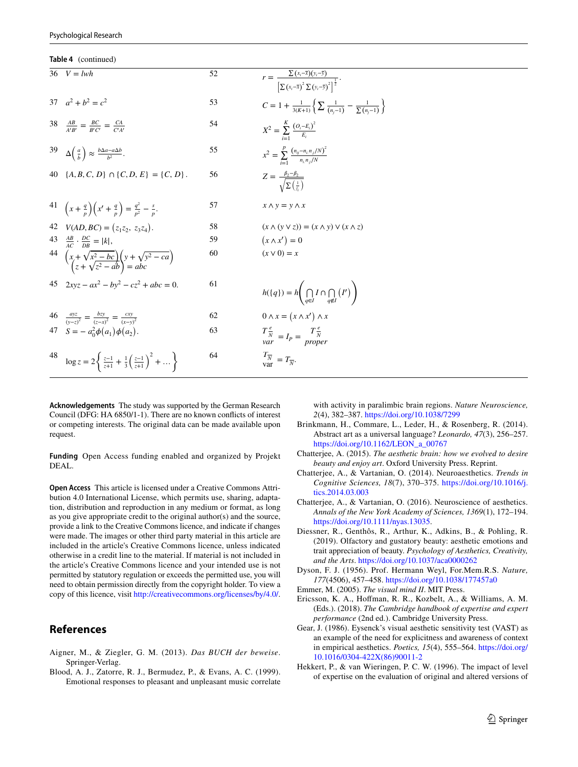**Table 4** (continued)

| | | | |
|---|---|---|---|
| 36 | $V = lwh$ | 52 | $r = \frac{\sum(x_i - \bar{x})(y_i - \bar{y})}{\left[\sum(x_i - \bar{x})^2 \sum(y_i - \bar{y})^2\right]^{\frac{1}{2}}}.$ |
| 37 | $a^2 + b^2 = c^2$ | 53 | $C = 1 + \frac{1}{3(K+1)}\left\{\sum \frac{1}{(n_j - 1)} - \frac{1}{\sum(n_j - 1)}\right\}$ |
| 38 | $\frac{AB}{A'B'} = \frac{BC}{B'C'} = \frac{CA}{C'A'}$ | 54 | $X^2 = \sum_{i=1}^{K} \frac{(O_i - E_i)^2}{E_i}$ |
| 39 | $\Delta\left(\frac{a}{b}\right) \approx \frac{b\Delta a - a\Delta b}{b^2}.$ | 55 | $x^2 = \sum_{i=1}^{p} \frac{(n_{ij} - n_i n_j / N)^2}{n_i n_j / N}$ |
| 40 | $\{A, B, C, D\} \cap \{C, D, E\} = \{C, D\}.$ | 56 | $Z = \frac{\beta_2 - \beta_2}{\sqrt{\sum\left(\frac{1}{f_i}\right)}}$ |
| 41 | $\left(x + \frac{q}{p}\right)\left(x' + \frac{q}{p}\right) = \frac{q^2}{p^2} - \frac{s}{p}.$ | 57 | $x \wedge y = y \wedge x$ |
| 42 | $V(AD, BC) = \left(z_1 z_2,\ z_3 z_4\right).$ | 58 | $(x \wedge (y \vee z)) = (x \wedge y) \vee (x \wedge z)$ |
| 43 | $\frac{AB}{AC} \cdot \frac{DC}{DB} = \lvert k \rvert,$ | 59 | $\left(x \wedge x'\right) = 0$ |
| 44 | $\left(x + \sqrt{x^2 - bc}\right)\left(y + \sqrt{y^2 - ca}\right)\left(z + \sqrt{z^2 - ab}\right) = abc$ | 60 | $(x \vee 0) = x$ |
| 45 | $2xyz - ax^2 - by^2 - cz^2 + abc = 0.$ | 61 | $h(\{q\}) = h\left(\bigcap_{q \in I} I \cap \bigcap_{q \notin I} \left(I'\right)\right)$ |
| 46 | $\frac{ayz}{(y-z)^2} = \frac{bzy}{(z-x)^2} = \frac{cxy}{(x-y)^2}$ | 62 | $0 \wedge x = \left(x \wedge x'\right) \wedge x$ |
| 47 | $S = -a_0^2 \phi\left(a_1\right)\phi\left(a_2\right).$ | 63 | $T_{\frac{e}{N}}^{\ } var = I_P = T_{\frac{e}{N}}^{\ } proper$ |
| 48 | $\log z = 2\left\{\frac{z-1}{z+1} + \frac{1}{3}\left(\frac{z-1}{z+1}\right)^2 + \dots\right\}$ | 64 | $T_{\overline{N}}^{\ } \text{var} = T_{\overline{N}}.$ |

**Acknowledgements** The study was supported by the German Research Council (DFG: HA 6850/1-1). There are no known conflicts of interest or competing interests. The original data can be made available upon request.

**Funding** Open Access funding enabled and organized by Projekt DEAL.

**Open Access** This article is licensed under a Creative Commons Attribution 4.0 International License, which permits use, sharing, adaptation, distribution and reproduction in any medium or format, as long as you give appropriate credit to the original author(s) and the source, provide a link to the Creative Commons licence, and indicate if changes were made. The images or other third party material in this article are included in the article's Creative Commons licence, unless indicated otherwise in a credit line to the material. If material is not included in the article's Creative Commons licence and your intended use is not permitted by statutory regulation or exceeds the permitted use, you will need to obtain permission directly from the copyright holder. To view a copy of this licence, visit http://creativecommons.org/licenses/by/4.0/.

## References

Aigner, M., & Ziegler, G. M. (2013). *Das BUCH der beweise*. Springer-Verlag.

Blood, A. J., Zatorre, R. J., Bermudez, P., & Evans, A. C. (1999). Emotional responses to pleasant and unpleasant music correlate with activity in paralimbic brain regions. *Nature Neuroscience, 2*(4), 382–387. https://doi.org/10.1038/7299

Brinkmann, H., Commare, L., Leder, H., & Rosenberg, R. (2014). Abstract art as a universal language? *Leonardo, 47*(3), 256–257. https://doi.org/10.1162/LEON_a_00767

Chatterjee, A. (2015). *The aesthetic brain: how we evolved to desire beauty and enjoy art*. Oxford University Press. Reprint.

Chatterjee, A., & Vartanian, O. (2014). Neuroaesthetics. *Trends in Cognitive Sciences, 18*(7), 370–375. https://doi.org/10.1016/j.tics.2014.03.003

Chatterjee, A., & Vartanian, O. (2016). Neuroscience of aesthetics. *Annals of the New York Academy of Sciences, 1369*(1), 172–194. https://doi.org/10.1111/nyas.13035.

Diessner, R., Genthôs, R., Arthur, K., Adkins, B., & Pohling, R. (2019). Olfactory and gustatory beauty: aesthetic emotions and trait appreciation of beauty. *Psychology of Aesthetics, Creativity, and the Arts*. https://doi.org/10.1037/aca0000262

Dyson, F. J. (1956). Prof. Hermann Weyl, For.Mem.R.S. *Nature, 177*(4506), 457–458. https://doi.org/10.1038/177457a0

Emmer, M. (2005). *The visual mind II*. MIT Press.

Ericsson, K. A., Hoffman, R. R., Kozbelt, A., & Williams, A. M. (Eds.). (2018). *The Cambridge handbook of expertise and expert performance* (2nd ed.). Cambridge University Press.

Gear, J. (1986). Eysenck's visual aesthetic sensitivity test (VAST) as an example of the need for explicitness and awareness of context in empirical aesthetics. *Poetics, 15*(4), 555–564. https://doi.org/10.1016/0304-422X(86)90011-2

Hekkert, P., & van Wieringen, P. C. W. (1996). The impact of level of expertise on the evaluation of original and altered versions of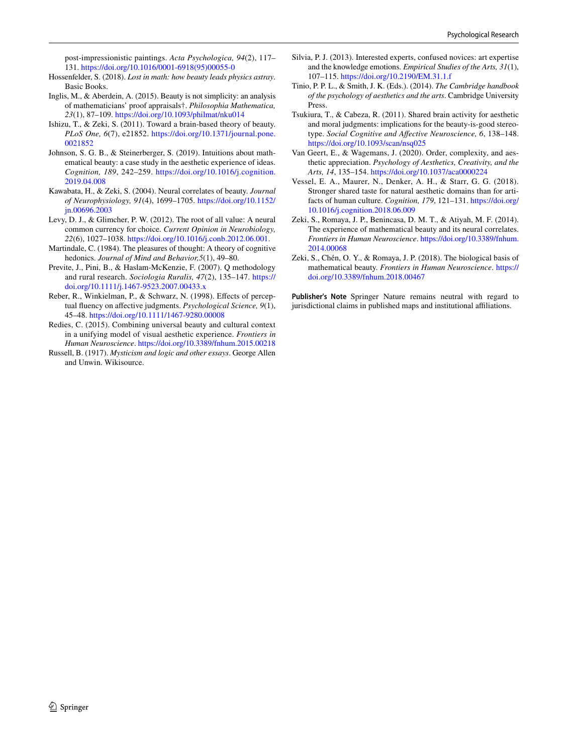post-impressionistic paintings. *Acta Psychologica, 94*(2), 117–131. https://doi.org/10.1016/0001-6918(95)00055-0

Hossenfelder, S. (2018). *Lost in math: how beauty leads physics astray*. Basic Books.

Inglis, M., & Aberdein, A. (2015). Beauty is not simplicity: an analysis of mathematicians' proof appraisals†. *Philosophia Mathematica, 23*(1), 87–109. https://doi.org/10.1093/philmat/nku014

Ishizu, T., & Zeki, S. (2011). Toward a brain-based theory of beauty. *PLoS One, 6*(7), e21852. https://doi.org/10.1371/journal.pone.0021852

Johnson, S. G. B., & Steinerberger, S. (2019). Intuitions about mathematical beauty: a case study in the aesthetic experience of ideas. *Cognition, 189*, 242–259. https://doi.org/10.1016/j.cognition.2019.04.008

Kawabata, H., & Zeki, S. (2004). Neural correlates of beauty. *Journal of Neurophysiology, 91*(4), 1699–1705. https://doi.org/10.1152/jn.00696.2003

Levy, D. J., & Glimcher, P. W. (2012). The root of all value: A neural common currency for choice. *Current Opinion in Neurobiology, 22*(6), 1027–1038. https://doi.org/10.1016/j.conb.2012.06.001.

Martindale, C. (1984). The pleasures of thought: A theory of cognitive hedonics. *Journal of Mind and Behavior,5*(1), 49–80.

Previte, J., Pini, B., & Haslam-McKenzie, F. (2007). Q methodology and rural research. *Sociologia Ruralis, 47*(2), 135–147. https://doi.org/10.1111/j.1467-9523.2007.00433.x

Reber, R., Winkielman, P., & Schwarz, N. (1998). Effects of perceptual fluency on affective judgments. *Psychological Science, 9*(1), 45–48. https://doi.org/10.1111/1467-9280.00008

Redies, C. (2015). Combining universal beauty and cultural context in a unifying model of visual aesthetic experience. *Frontiers in Human Neuroscience*. https://doi.org/10.3389/fnhum.2015.00218

Russell, B. (1917). *Mysticism and logic and other essays*. George Allen and Unwin. Wikisource.

Silvia, P. J. (2013). Interested experts, confused novices: art expertise and the knowledge emotions. *Empirical Studies of the Arts, 31*(1), 107–115. https://doi.org/10.2190/EM.31.1.f

Tinio, P. P. L., & Smith, J. K. (Eds.). (2014). *The Cambridge handbook of the psychology of aesthetics and the arts*. Cambridge University Press.

Tsukiura, T., & Cabeza, R. (2011). Shared brain activity for aesthetic and moral judgments: implications for the beauty-is-good stereotype. *Social Cognitive and Affective Neuroscience, 6*, 138–148. https://doi.org/10.1093/scan/nsq025

Van Geert, E., & Wagemans, J. (2020). Order, complexity, and aesthetic appreciation. *Psychology of Aesthetics, Creativity, and the Arts, 14*, 135–154. https://doi.org/10.1037/aca0000224

Vessel, E. A., Maurer, N., Denker, A. H., & Starr, G. G. (2018). Stronger shared taste for natural aesthetic domains than for artifacts of human culture. *Cognition, 179*, 121–131. https://doi.org/10.1016/j.cognition.2018.06.009

Zeki, S., Romaya, J. P., Benincasa, D. M. T., & Atiyah, M. F. (2014). The experience of mathematical beauty and its neural correlates. *Frontiers in Human Neuroscience*. https://doi.org/10.3389/fnhum.2014.00068

Zeki, S., Chén, O. Y., & Romaya, J. P. (2018). The biological basis of mathematical beauty. *Frontiers in Human Neuroscience*. https://doi.org/10.3389/fnhum.2018.00467

**Publisher's Note** Springer Nature remains neutral with regard to jurisdictional claims in published maps and institutional affiliations.